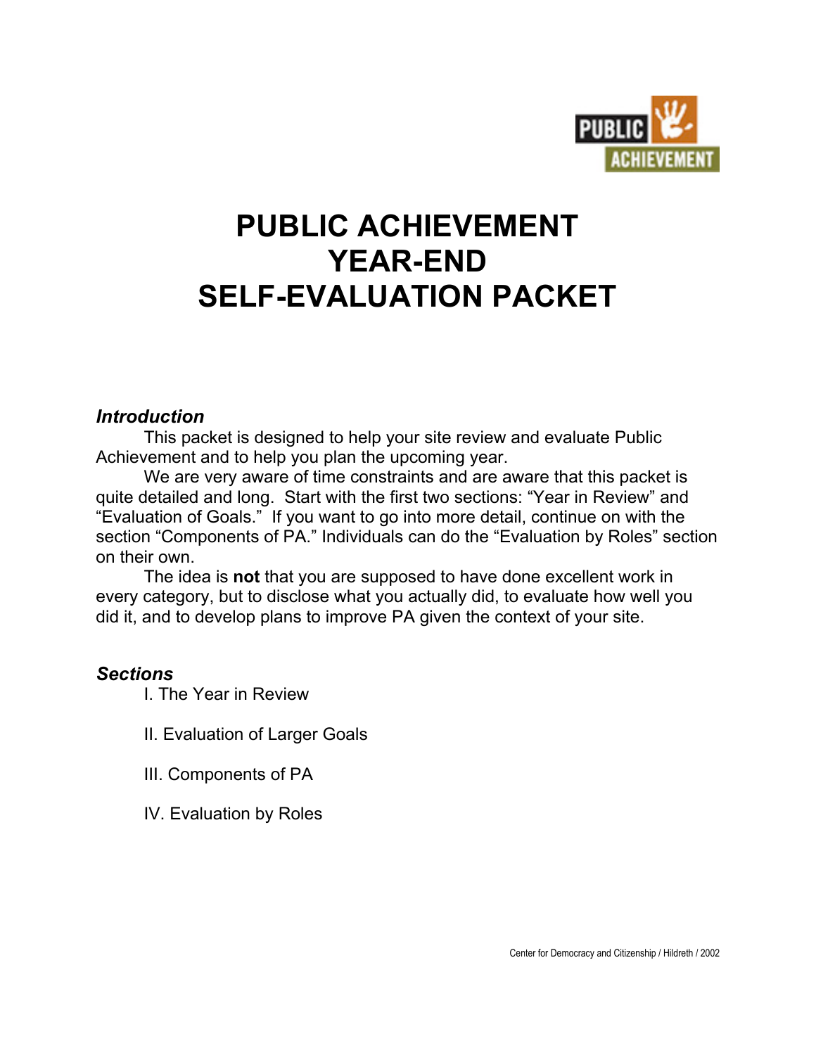# PUBLIC ACHIEVEMENT YEAR-END SELF-EVALUATION PACKET

### *Introduction*

This packet is designed to help your site review and evaluate Public Achievement and to help you plan the upcoming year.

We are very aware of time constraints and are aware that this packet is quite detailed and long. Start with the first two sections: "Year in Review" and "Evaluation of Goals." If you want to go into more detail, continue on with the section "Components of PA." Individuals can do the "Evaluation by Roles" section on their own.

The idea is **not** that you are supposed to have done excellent work in every category, but to disclose what you actually did, to evaluate how well you did it, and to develop plans to improve PA given the context of your site.

### *Sections*

I. The Year in Review

II. Evaluation of Larger Goals

III. Components of PA

IV. Evaluation by Roles

Center for Democracy and Citizenship / Hildreth / 2002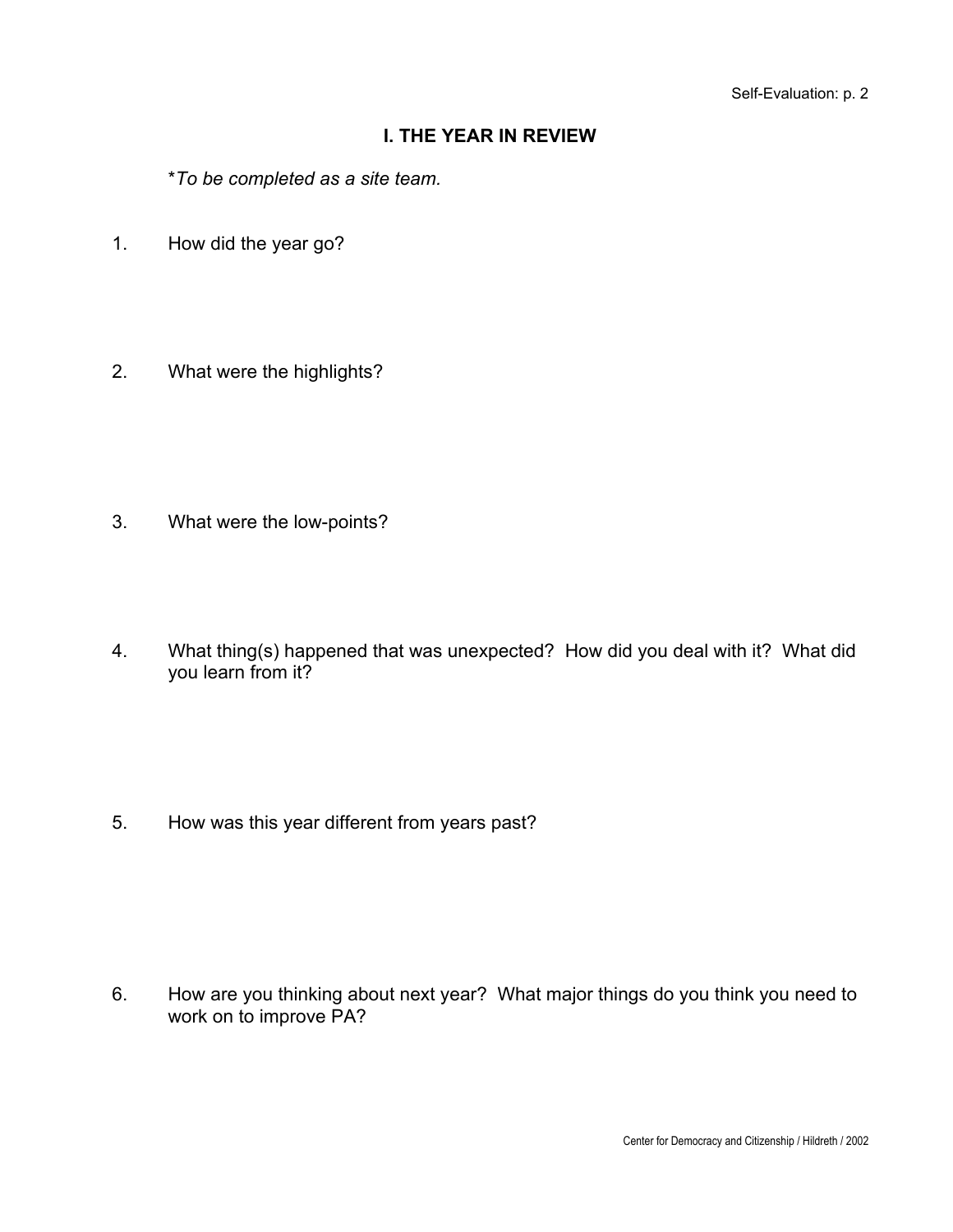## I. THE YEAR IN REVIEW

**To be completed as a site team.*

1. How did the year go?

2. What were the highlights?

3. What were the low-points?

4. What thing(s) happened that was unexpected? How did you deal with it? What did you learn from it?

5. How was this year different from years past?

6. How are you thinking about next year? What major things do you think you need to work on to improve PA?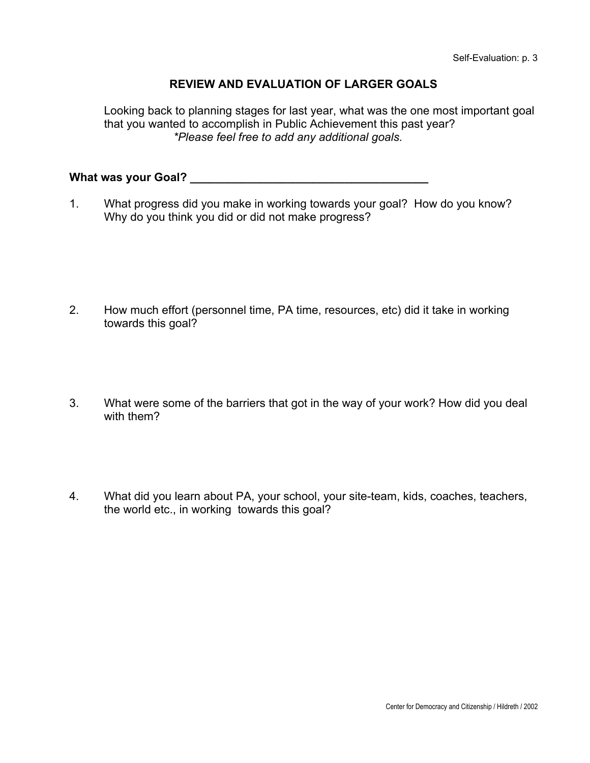## REVIEW AND EVALUATION OF LARGER GOALS

Looking back to planning stages for last year, what was the one most important goal that you wanted to accomplish in Public Achievement this past year?

*\*Please feel free to add any additional goals.*

**What was your Goal? \_\_\_\_\_\_\_\_\_\_\_\_\_\_\_\_\_\_\_\_\_\_\_\_\_\_\_\_\_\_\_\_\_\_\_\_\_\_**

1. What progress did you make in working towards your goal? How do you know? Why do you think you did or did not make progress?

2. How much effort (personnel time, PA time, resources, etc) did it take in working towards this goal?

3. What were some of the barriers that got in the way of your work? How did you deal with them?

4. What did you learn about PA, your school, your site-team, kids, coaches, teachers, the world etc., in working towards this goal?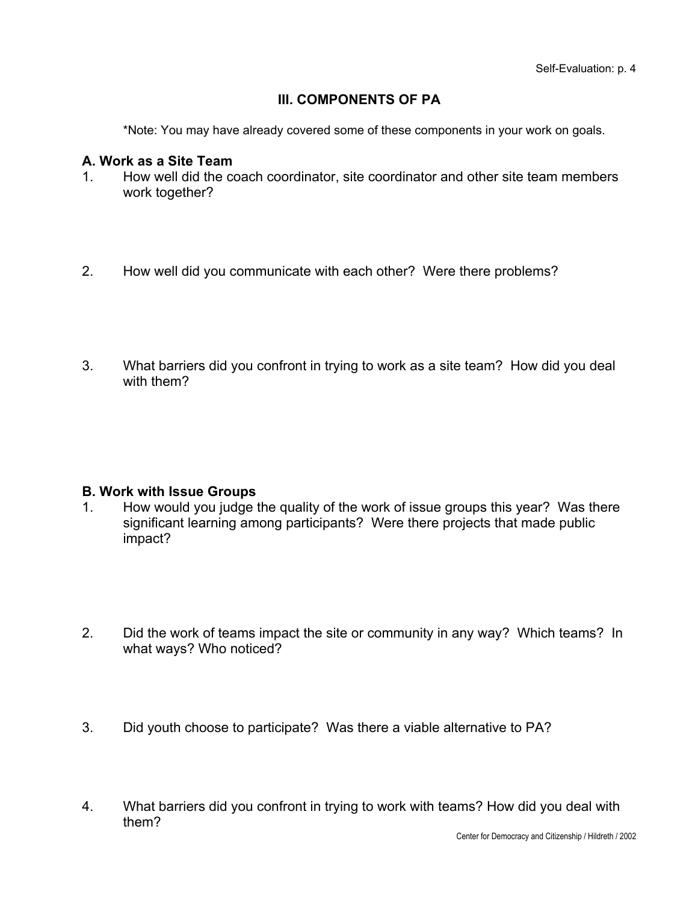## III. COMPONENTS OF PA

*Note: You may have already covered some of these components in your work on goals.

### A. Work as a Site Team

1. How well did the coach coordinator, site coordinator and other site team members work together?

2. How well did you communicate with each other? Were there problems?

3. What barriers did you confront in trying to work as a site team? How did you deal with them?

### B. Work with Issue Groups

1. How would you judge the quality of the work of issue groups this year? Was there significant learning among participants? Were there projects that made public impact?

2. Did the work of teams impact the site or community in any way? Which teams? In what ways? Who noticed?

3. Did youth choose to participate? Was there a viable alternative to PA?

4. What barriers did you confront in trying to work with teams? How did you deal with them?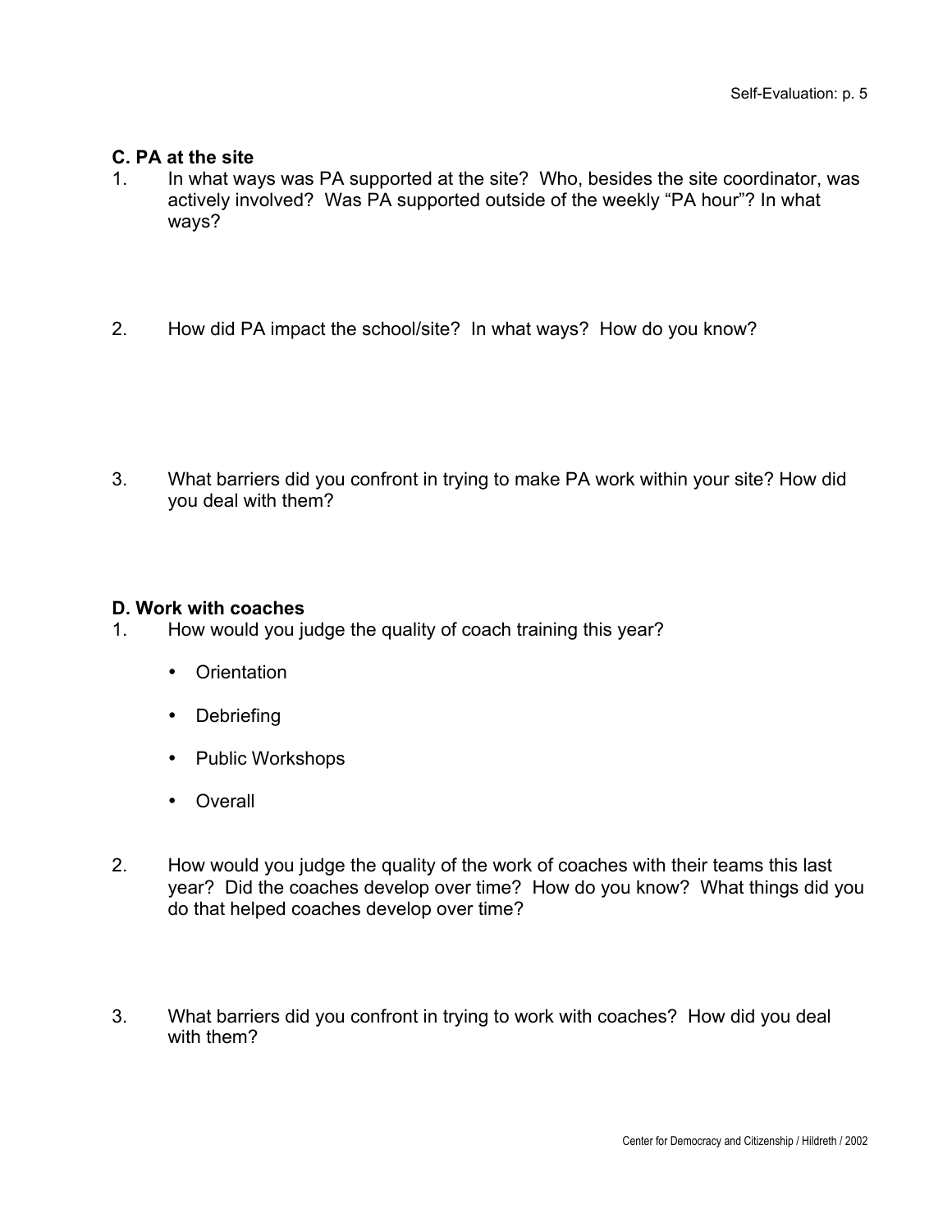**C. PA at the site**

1. In what ways was PA supported at the site? Who, besides the site coordinator, was actively involved? Was PA supported outside of the weekly "PA hour"? In what ways?

2. How did PA impact the school/site? In what ways? How do you know?

3. What barriers did you confront in trying to make PA work within your site? How did you deal with them?

**D. Work with coaches**

1. How would you judge the quality of coach training this year?
   - Orientation
   - Debriefing
   - Public Workshops
   - Overall

2. How would you judge the quality of the work of coaches with their teams this last year? Did the coaches develop over time? How do you know? What things did you do that helped coaches develop over time?

3. What barriers did you confront in trying to work with coaches? How did you deal with them?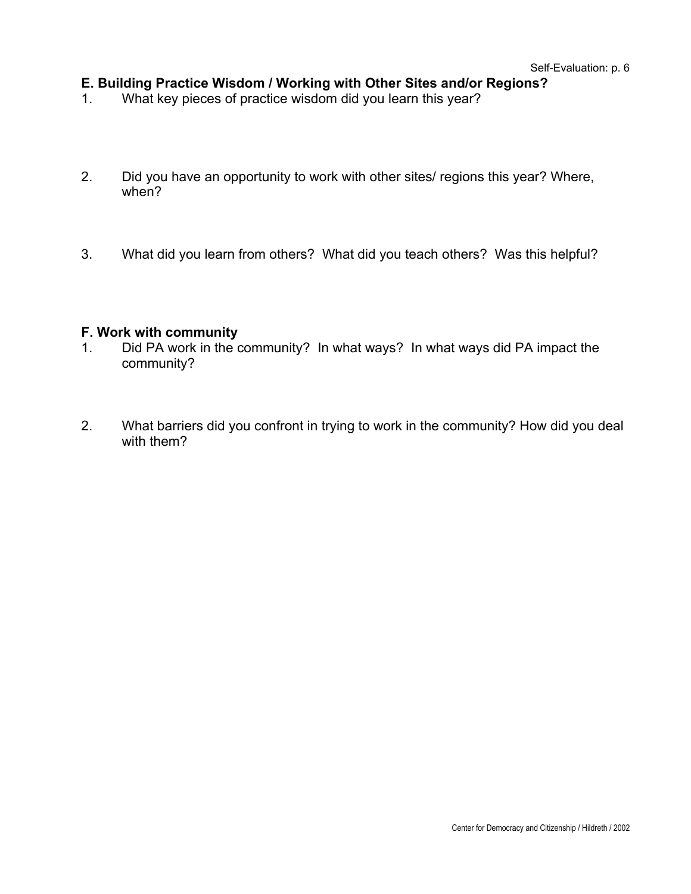## E. Building Practice Wisdom / Working with Other Sites and/or Regions?

1. What key pieces of practice wisdom did you learn this year?

2. Did you have an opportunity to work with other sites/ regions this year? Where, when?

3. What did you learn from others? What did you teach others? Was this helpful?

## F. Work with community

1. Did PA work in the community? In what ways? In what ways did PA impact the community?

2. What barriers did you confront in trying to work in the community? How did you deal with them?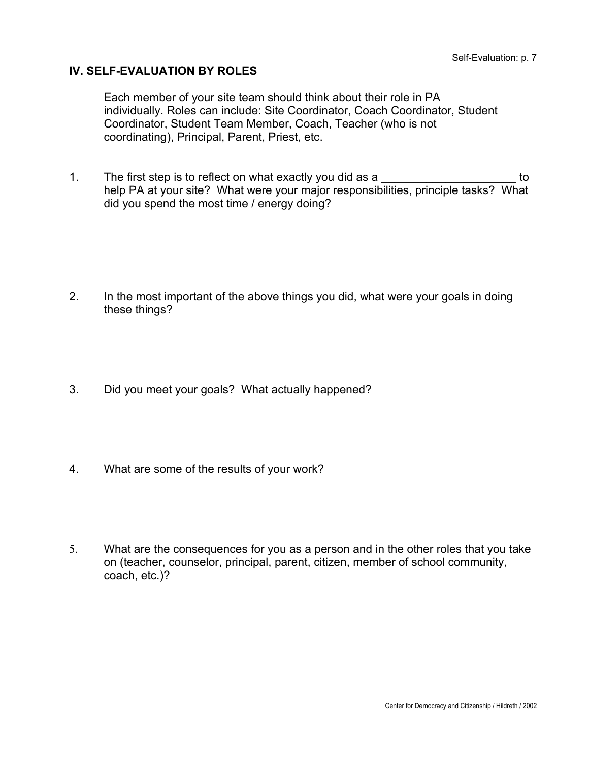## IV. SELF-EVALUATION BY ROLES

Each member of your site team should think about their role in PA individually. Roles can include: Site Coordinator, Coach Coordinator, Student Coordinator, Student Team Member, Coach, Teacher (who is not coordinating), Principal, Parent, Priest, etc.

1. The first step is to reflect on what exactly you did as a _____________________ to help PA at your site? What were your major responsibilities, principle tasks? What did you spend the most time / energy doing?

2. In the most important of the above things you did, what were your goals in doing these things?

3. Did you meet your goals? What actually happened?

4. What are some of the results of your work?

5. What are the consequences for you as a person and in the other roles that you take on (teacher, counselor, principal, parent, citizen, member of school community, coach, etc.)?

Center for Democracy and Citizenship / Hildreth / 2002